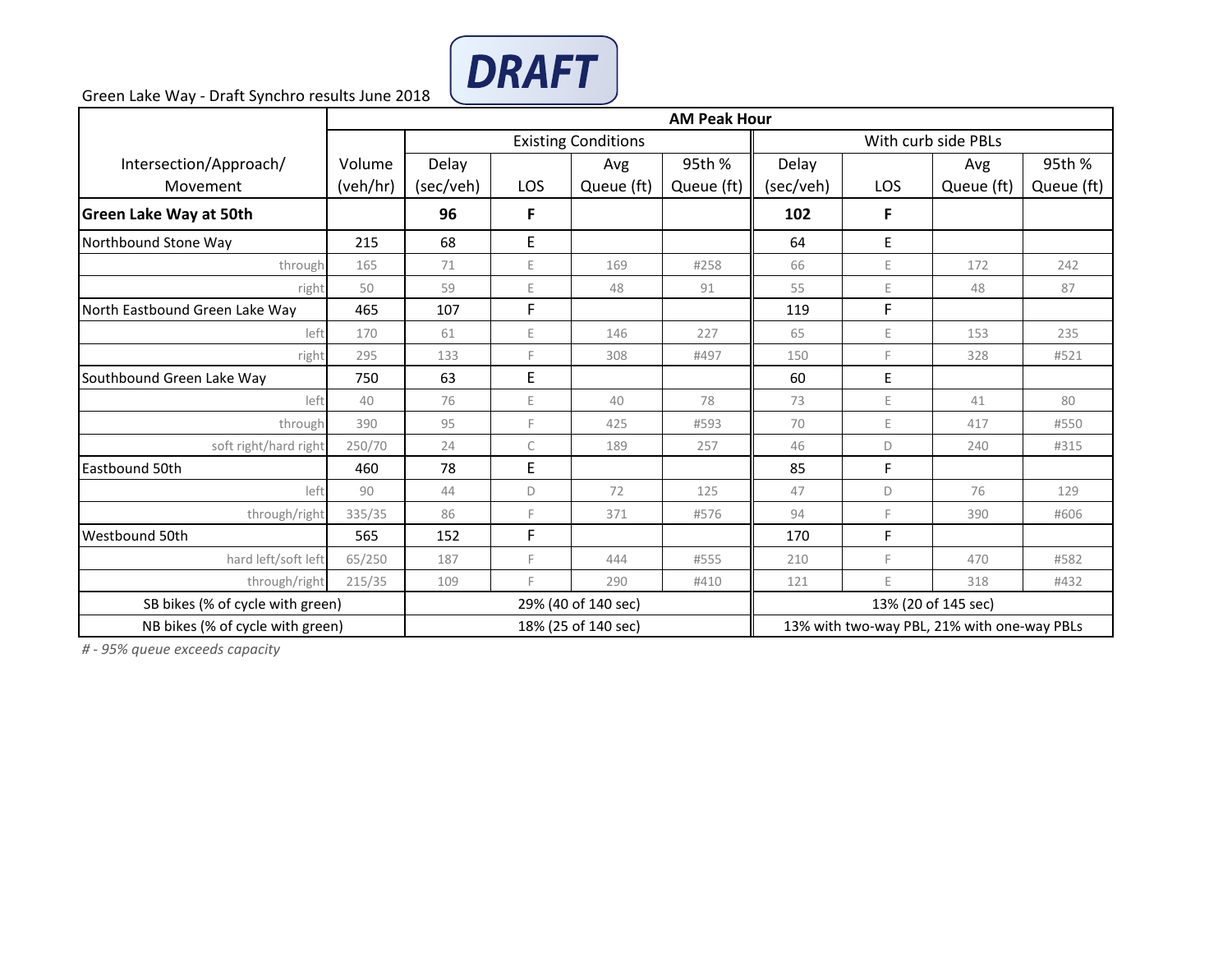DRAFT

Green Lake Way - Draft Synchro results June 2018

| Intersection/Approach/ Movement | AM Peak Hour | | | | | | | | |
|---|---|---|---|---|---|---|---|---|---|
| | | Existing Conditions | | | | With curb side PBLs | | | |
| | Volume (veh/hr) | Delay (sec/veh) | LOS | Avg Queue (ft) | 95th % Queue (ft) | Delay (sec/veh) | LOS | Avg Queue (ft) | 95th % Queue (ft) |
| **Green Lake Way at 50th** | | **96** | **F** | | | **102** | **F** | | |
| Northbound Stone Way | 215 | 68 | E | | | 64 | E | | |
| through | 165 | 71 | E | 169 | #258 | 66 | E | 172 | 242 |
| right | 50 | 59 | E | 48 | 91 | 55 | E | 48 | 87 |
| North Eastbound Green Lake Way | 465 | 107 | F | | | 119 | F | | |
| left | 170 | 61 | E | 146 | 227 | 65 | E | 153 | 235 |
| right | 295 | 133 | F | 308 | #497 | 150 | F | 328 | #521 |
| Southbound Green Lake Way | 750 | 63 | E | | | 60 | E | | |
| left | 40 | 76 | E | 40 | 78 | 73 | E | 41 | 80 |
| through | 390 | 95 | F | 425 | #593 | 70 | E | 417 | #550 |
| soft right/hard right | 250/70 | 24 | C | 189 | 257 | 46 | D | 240 | #315 |
| Eastbound 50th | 460 | 78 | E | | | 85 | F | | |
| left | 90 | 44 | D | 72 | 125 | 47 | D | 76 | 129 |
| through/right | 335/35 | 86 | F | 371 | #576 | 94 | F | 390 | #606 |
| Westbound 50th | 565 | 152 | F | | | 170 | F | | |
| hard left/soft left | 65/250 | 187 | F | 444 | #555 | 210 | F | 470 | #582 |
| through/right | 215/35 | 109 | F | 290 | #410 | 121 | E | 318 | #432 |
| SB bikes (% of cycle with green) | | 29% (40 of 140 sec) | | | | 13% (20 of 145 sec) | | | |
| NB bikes (% of cycle with green) | | 18% (25 of 140 sec) | | | | 13% with two-way PBL, 21% with one-way PBLs | | | |

*# - 95% queue exceeds capacity*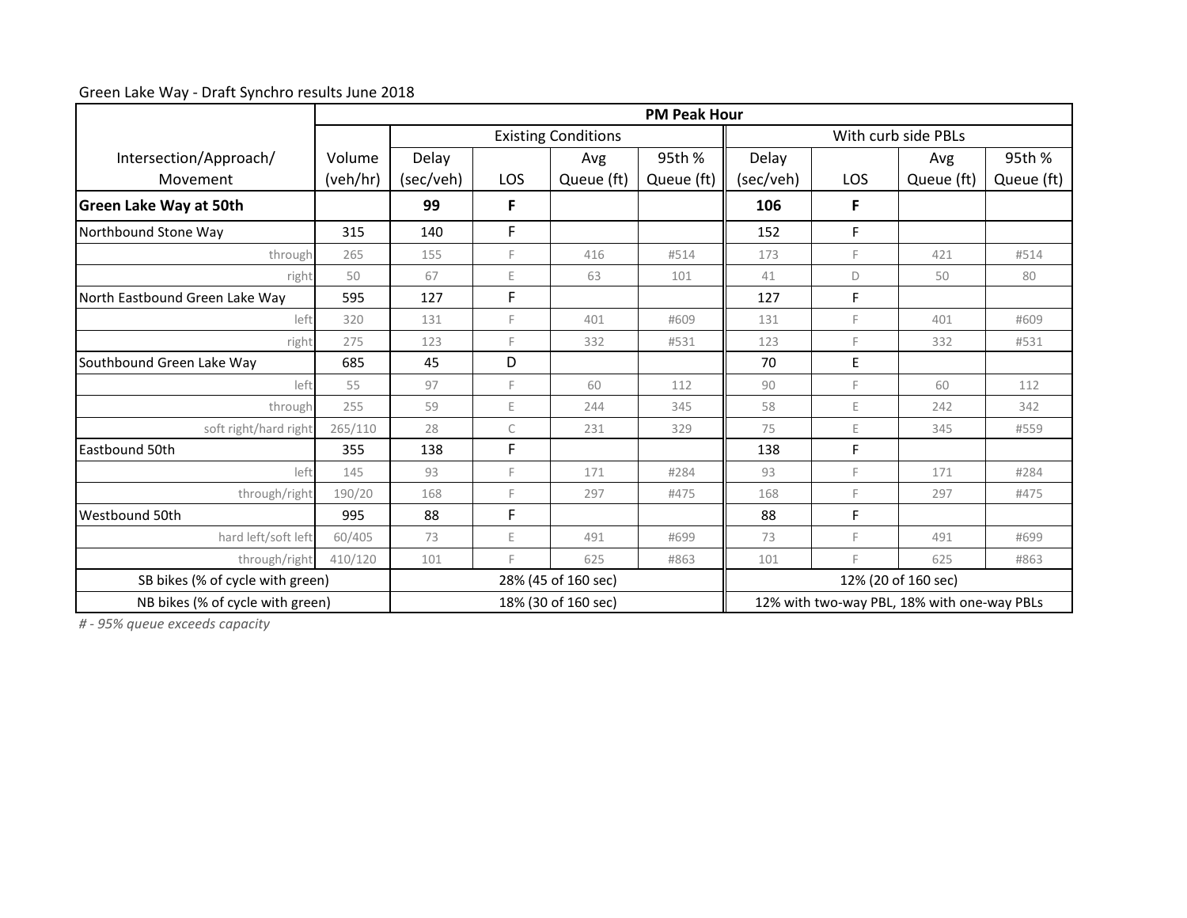Green Lake Way - Draft Synchro results June 2018

| | PM Peak Hour | | | | | | | | |
|---|---|---|---|---|---|---|---|---|---|
| | | Existing Conditions | | | | With curb side PBLs | | | |
| Intersection/Approach/ Movement | Volume (veh/hr) | Delay (sec/veh) | LOS | Avg Queue (ft) | 95th % Queue (ft) | Delay (sec/veh) | LOS | Avg Queue (ft) | 95th % Queue (ft) |
| **Green Lake Way at 50th** | | **99** | **F** | | | **106** | **F** | | |
| Northbound Stone Way | 315 | 140 | F | | | 152 | F | | |
| through | 265 | 155 | F | 416 | #514 | 173 | F | 421 | #514 |
| right | 50 | 67 | E | 63 | 101 | 41 | D | 50 | 80 |
| North Eastbound Green Lake Way | 595 | 127 | F | | | 127 | F | | |
| left | 320 | 131 | F | 401 | #609 | 131 | F | 401 | #609 |
| right | 275 | 123 | F | 332 | #531 | 123 | F | 332 | #531 |
| Southbound Green Lake Way | 685 | 45 | D | | | 70 | E | | |
| left | 55 | 97 | F | 60 | 112 | 90 | F | 60 | 112 |
| through | 255 | 59 | E | 244 | 345 | 58 | E | 242 | 342 |
| soft right/hard right | 265/110 | 28 | C | 231 | 329 | 75 | E | 345 | #559 |
| Eastbound 50th | 355 | 138 | F | | | 138 | F | | |
| left | 145 | 93 | F | 171 | #284 | 93 | F | 171 | #284 |
| through/right | 190/20 | 168 | F | 297 | #475 | 168 | F | 297 | #475 |
| Westbound 50th | 995 | 88 | F | | | 88 | F | | |
| hard left/soft left | 60/405 | 73 | E | 491 | #699 | 73 | F | 491 | #699 |
| through/right | 410/120 | 101 | F | 625 | #863 | 101 | F | 625 | #863 |
| SB bikes (% of cycle with green) | | 28% (45 of 160 sec) | | | | 12% (20 of 160 sec) | | | |
| NB bikes (% of cycle with green) | | 18% (30 of 160 sec) | | | | 12% with two-way PBL, 18% with one-way PBLs | | | |

*# - 95% queue exceeds capacity*